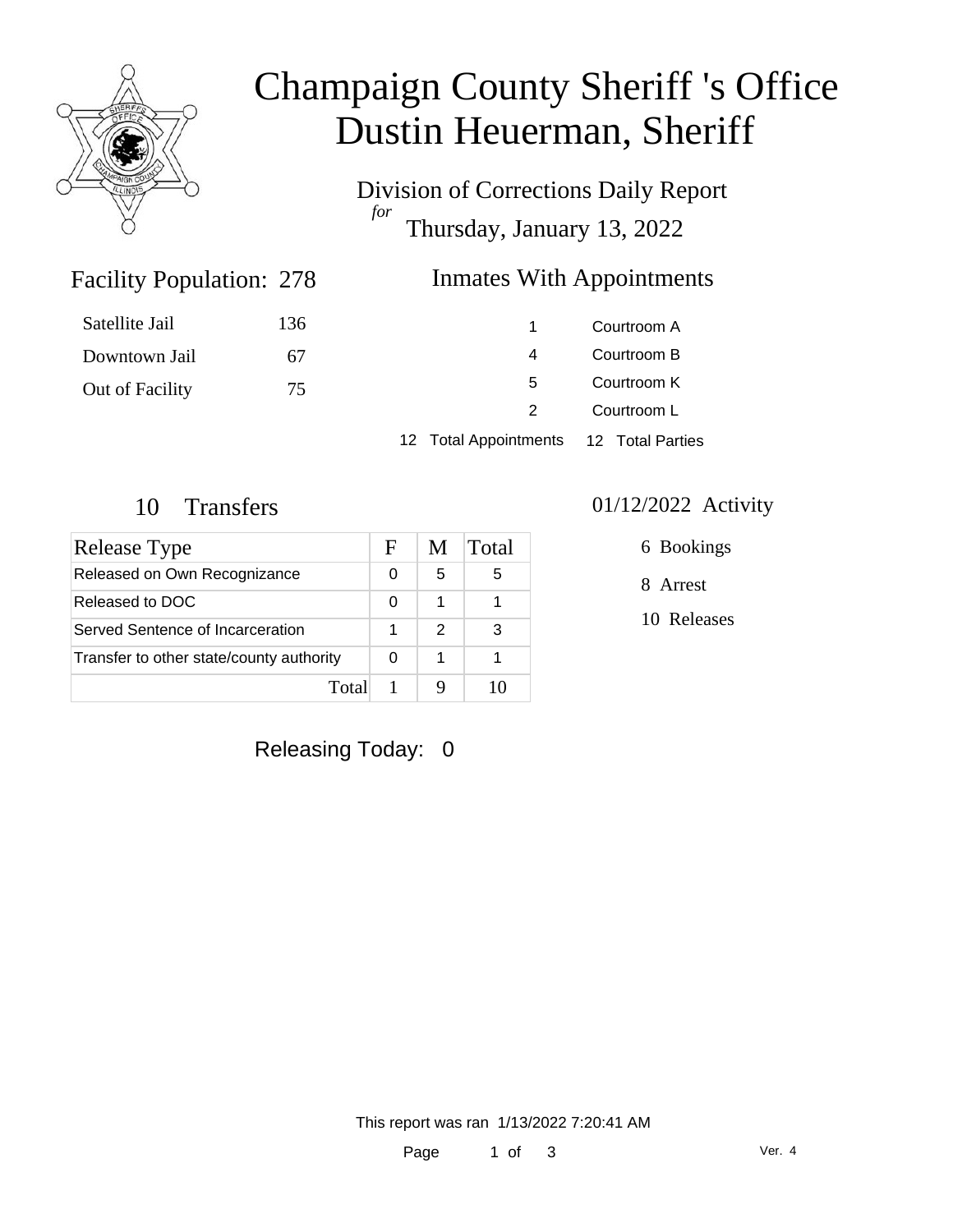# Champaign County Sheriff 's Office
# Dustin Heuerman, Sheriff

Division of Corrections Daily Report
*for*
Thursday, January 13, 2022

## Facility Population: 278

| | |
|---|---|
| Satellite Jail | 136 |
| Downtown Jail | 67 |
| Out of Facility | 75 |

## Inmates With Appointments

| | |
|---|---|
| 1 | Courtroom A |
| 4 | Courtroom B |
| 5 | Courtroom K |
| 2 | Courtroom L |
| 12 Total Appointments | 12 Total Parties |

## 10 Transfers

| Release Type | F | M | Total |
|---|---|---|---|
| Released on Own Recognizance | 0 | 5 | 5 |
| Released to DOC | 0 | 1 | 1 |
| Served Sentence of Incarceration | 1 | 2 | 3 |
| Transfer to other state/county authority | 0 | 1 | 1 |
| Total | 1 | 9 | 10 |

## 01/12/2022 Activity

6 Bookings

8 Arrest

10 Releases

Releasing Today: 0

This report was ran 1/13/2022 7:20:41 AM

Ver. 4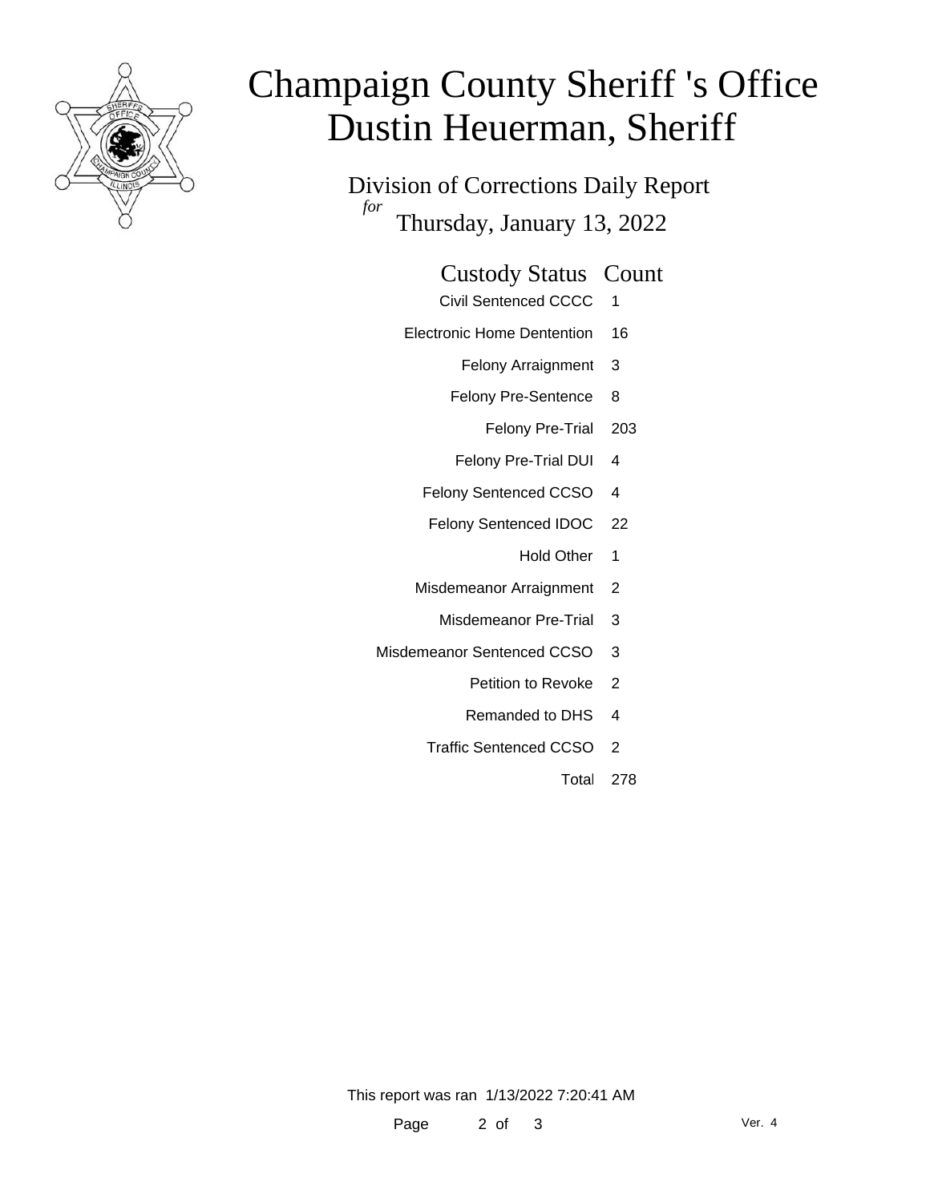# Champaign County Sheriff 's Office
# Dustin Heuerman, Sheriff

## Division of Corrections Daily Report

*for* Thursday, January 13, 2022

| Custody Status | Count |
|---|---|
| Civil Sentenced CCCC | 1 |
| Electronic Home Dentention | 16 |
| Felony Arraignment | 3 |
| Felony Pre-Sentence | 8 |
| Felony Pre-Trial | 203 |
| Felony Pre-Trial DUI | 4 |
| Felony Sentenced CCSO | 4 |
| Felony Sentenced IDOC | 22 |
| Hold Other | 1 |
| Misdemeanor Arraignment | 2 |
| Misdemeanor Pre-Trial | 3 |
| Misdemeanor Sentenced CCSO | 3 |
| Petition to Revoke | 2 |
| Remanded to DHS | 4 |
| Traffic Sentenced CCSO | 2 |
| Total | 278 |

This report was ran 1/13/2022 7:20:41 AM

Ver. 4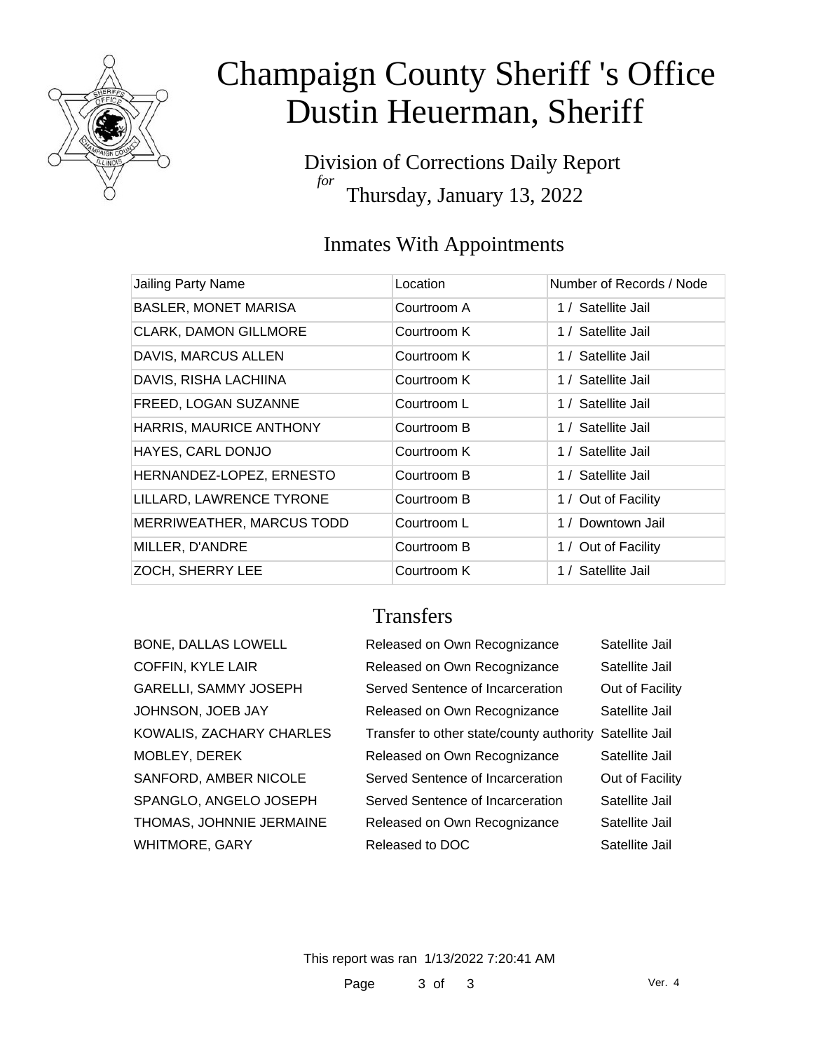# Champaign County Sheriff 's Office
# Dustin Heuerman, Sheriff

Division of Corrections Daily Report
*for*
Thursday, January 13, 2022

## Inmates With Appointments

| Jailing Party Name | Location | Number of Records / Node |
|---|---|---|
| BASLER, MONET MARISA | Courtroom A | 1 / Satellite Jail |
| CLARK, DAMON GILLMORE | Courtroom K | 1 / Satellite Jail |
| DAVIS, MARCUS ALLEN | Courtroom K | 1 / Satellite Jail |
| DAVIS, RISHA LACHIINA | Courtroom K | 1 / Satellite Jail |
| FREED, LOGAN SUZANNE | Courtroom L | 1 / Satellite Jail |
| HARRIS, MAURICE ANTHONY | Courtroom B | 1 / Satellite Jail |
| HAYES, CARL DONJO | Courtroom K | 1 / Satellite Jail |
| HERNANDEZ-LOPEZ, ERNESTO | Courtroom B | 1 / Satellite Jail |
| LILLARD, LAWRENCE TYRONE | Courtroom B | 1 / Out of Facility |
| MERRIWEATHER, MARCUS TODD | Courtroom L | 1 / Downtown Jail |
| MILLER, D'ANDRE | Courtroom B | 1 / Out of Facility |
| ZOCH, SHERRY LEE | Courtroom K | 1 / Satellite Jail |

## Transfers

| | | |
|---|---|---|
| BONE, DALLAS LOWELL | Released on Own Recognizance | Satellite Jail |
| COFFIN, KYLE LAIR | Released on Own Recognizance | Satellite Jail |
| GARELLI, SAMMY JOSEPH | Served Sentence of Incarceration | Out of Facility |
| JOHNSON, JOEB JAY | Released on Own Recognizance | Satellite Jail |
| KOWALIS, ZACHARY CHARLES | Transfer to other state/county authority | Satellite Jail |
| MOBLEY, DEREK | Released on Own Recognizance | Satellite Jail |
| SANFORD, AMBER NICOLE | Served Sentence of Incarceration | Out of Facility |
| SPANGLO, ANGELO JOSEPH | Served Sentence of Incarceration | Satellite Jail |
| THOMAS, JOHNNIE JERMAINE | Released on Own Recognizance | Satellite Jail |
| WHITMORE, GARY | Released to DOC | Satellite Jail |

This report was ran 1/13/2022 7:20:41 AM